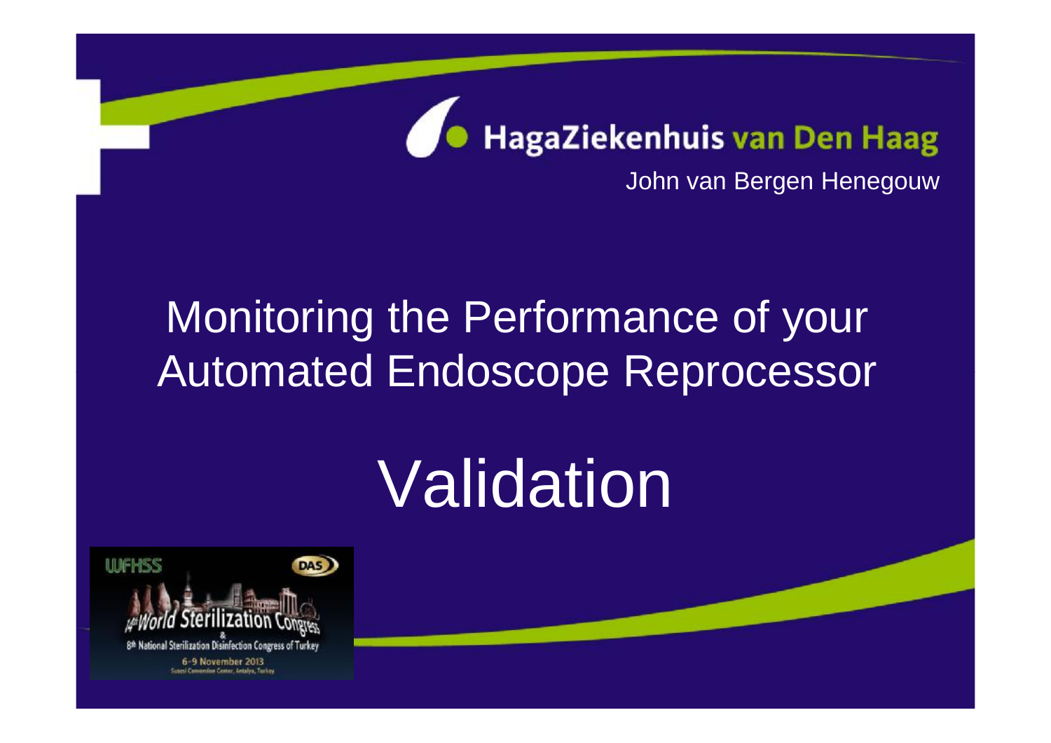HagaZiekenhuis van Den Haag

John van Bergen Henegouw

# Monitoring the Performance of your Automated Endoscope Reprocessor

# Validation

WFHSS DAS

14th World Sterilization Congress & 8th National Sterilization Disinfection Congress of Turkey

6-9 November 2013

Susesi Convention Center, Antalya, Turkey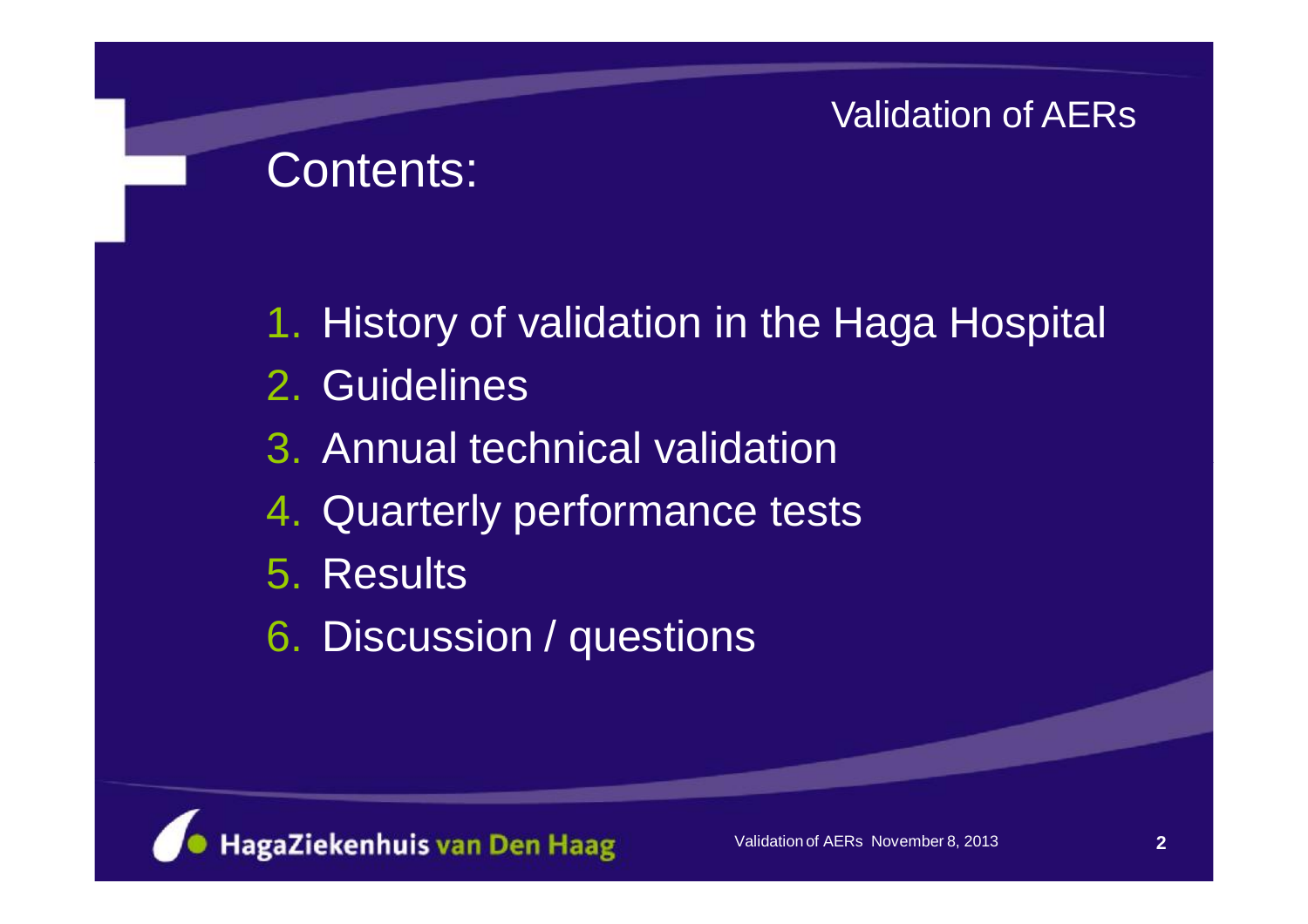# Contents:

1. History of validation in the Haga Hospital
2. Guidelines
3. Annual technical validation
4. Quarterly performance tests
5. Results
6. Discussion / questions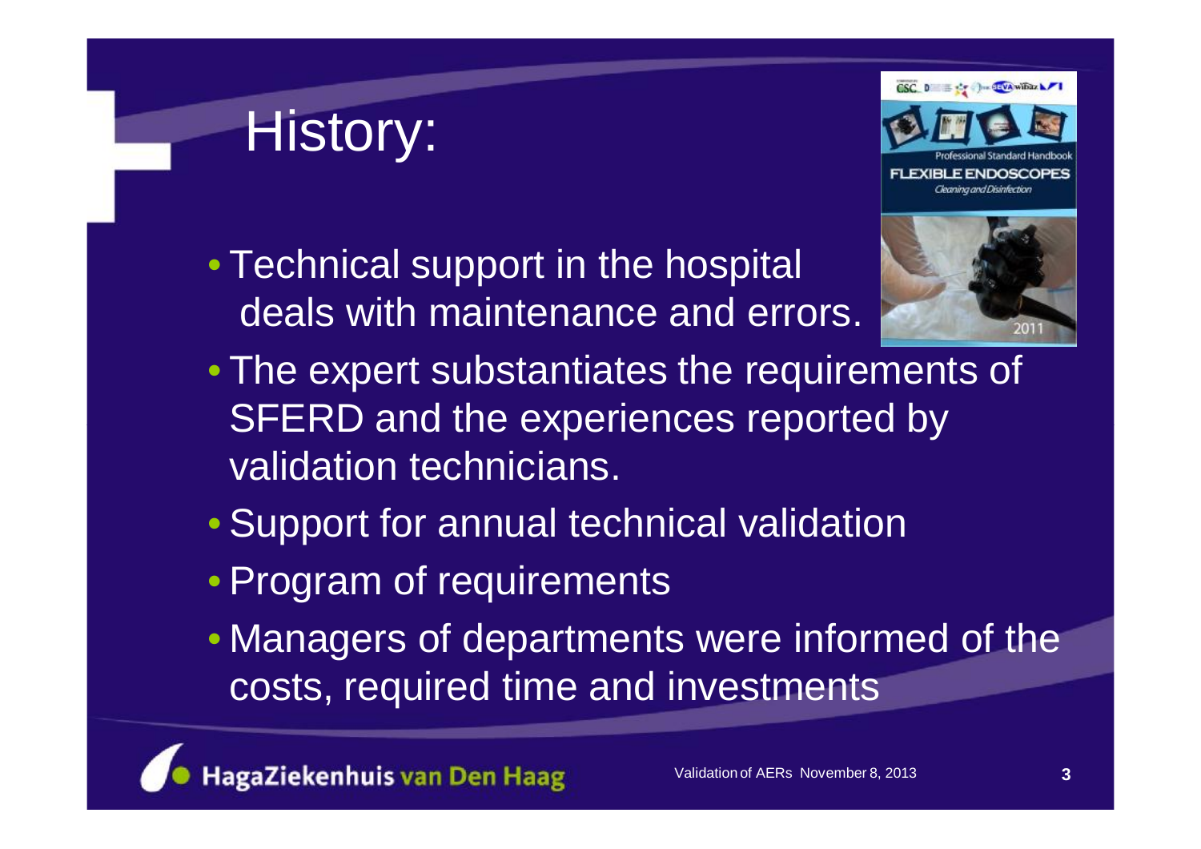# History:

- Technical support in the hospital deals with maintenance and errors.
- The expert substantiates the requirements of SFERD and the experiences reported by validation technicians.
- Support for annual technical validation
- Program of requirements
- Managers of departments were informed of the costs, required time and investments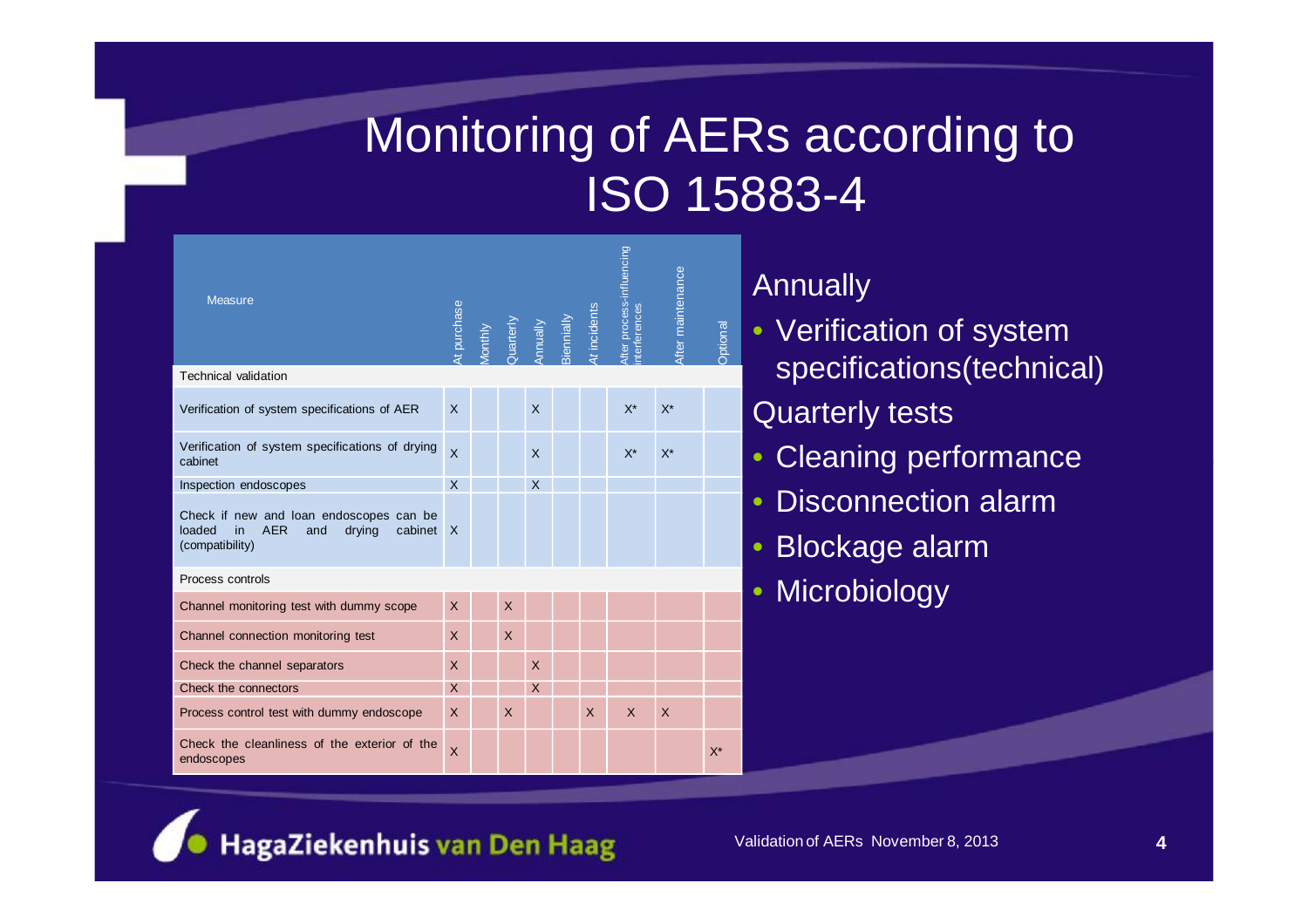# Monitoring of AERs according to ISO 15883-4

| Measure | At purchase | Monthly | Quarterly | Annually | Biennially | At incidents | After process-influencing interferences | After maintenance | Optional |
|---|---|---|---|---|---|---|---|---|---|
| Technical validation | | | | | | | | | |
| Verification of system specifications of AER | X | | | X | | | X* | X* | |
| Verification of system specifications of drying cabinet | X | | | X | | | X* | X* | |
| Inspection endoscopes | X | | | X | | | | | |
| Check if new and loan endoscopes can be loaded in AER and drying cabinet (compatibility) | X | | | | | | | | |
| Process controls | | | | | | | | | |
| Channel monitoring test with dummy scope | X | | X | | | | | | |
| Channel connection monitoring test | X | | X | | | | | | |
| Check the channel separators | X | | | X | | | | | |
| Check the connectors | X | | | X | | | | | |
| Process control test with dummy endoscope | X | | X | | | X | X | X | |
| Check the cleanliness of the exterior of the endoscopes | X | | | | | | | | X* |

Annually

- Verification of system specifications(technical)

Quarterly tests

- Cleaning performance
- Disconnection alarm
- Blockage alarm
- Microbiology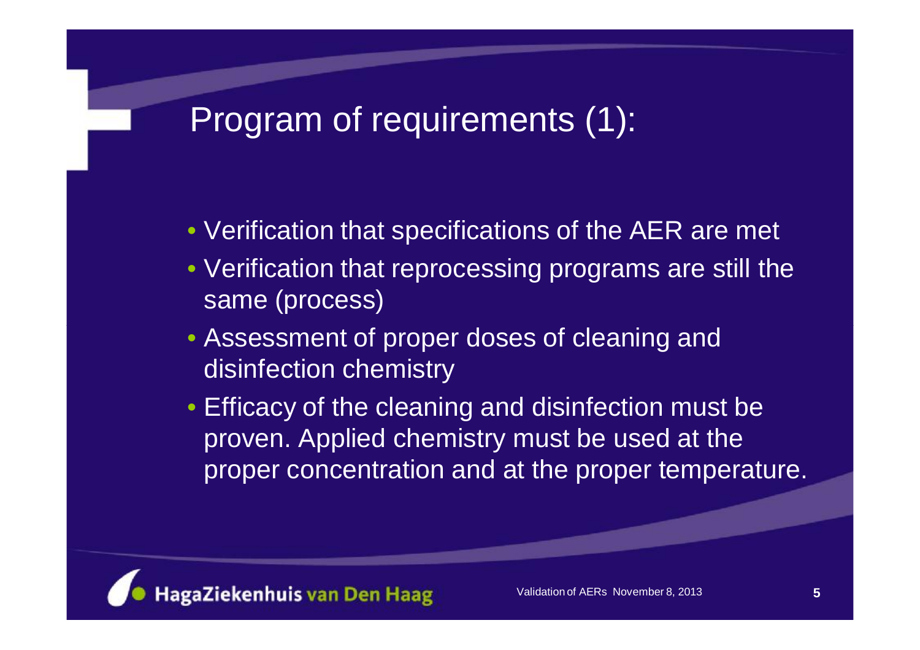# Program of requirements (1):

- Verification that specifications of the AER are met
- Verification that reprocessing programs are still the same (process)
- Assessment of proper doses of cleaning and disinfection chemistry
- Efficacy of the cleaning and disinfection must be proven. Applied chemistry must be used at the proper concentration and at the proper temperature.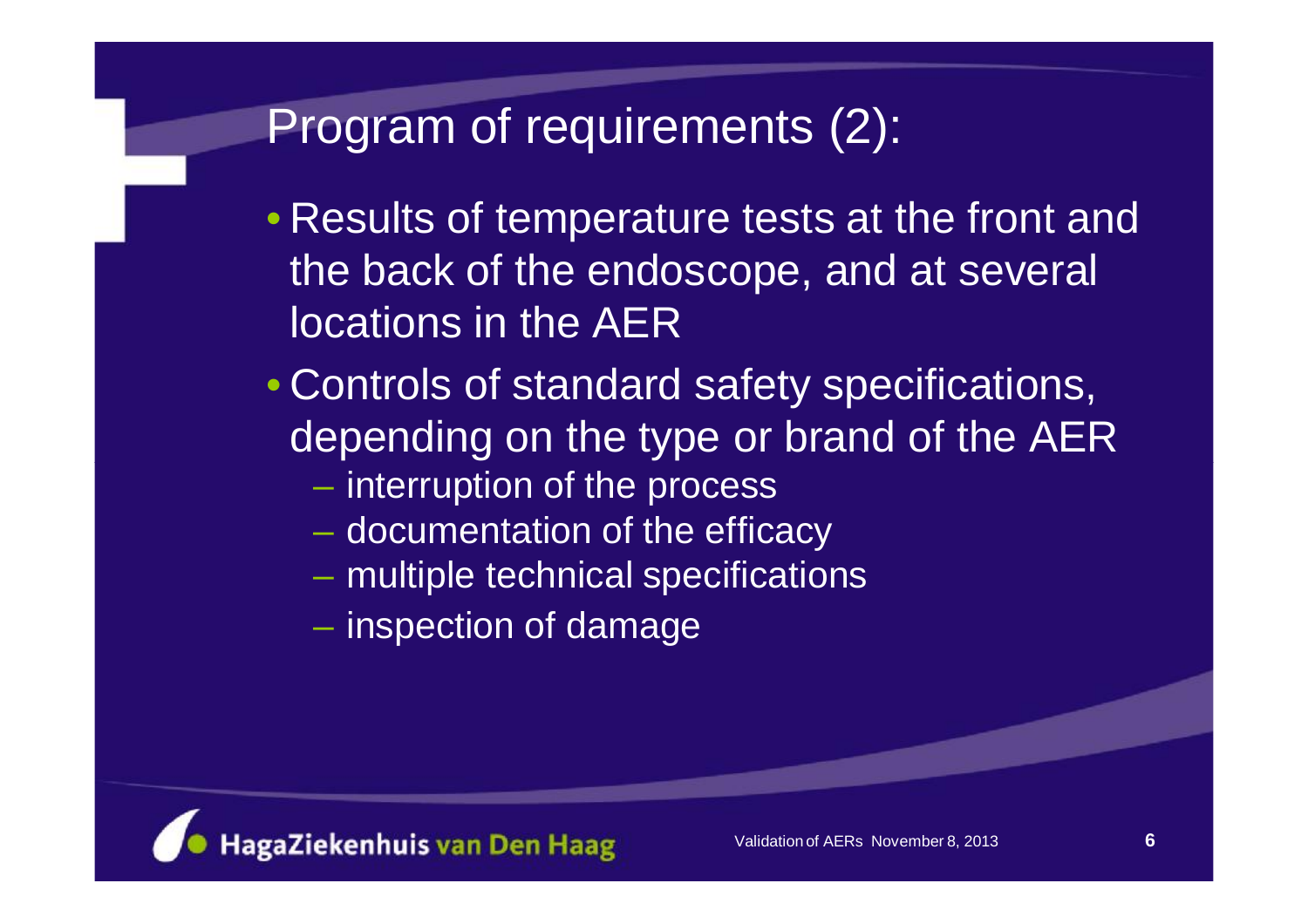# Program of requirements (2):

- Results of temperature tests at the front and the back of the endoscope, and at several locations in the AER
- Controls of standard safety specifications, depending on the type or brand of the AER
  - interruption of the process
  - documentation of the efficacy
  - multiple technical specifications
  - inspection of damage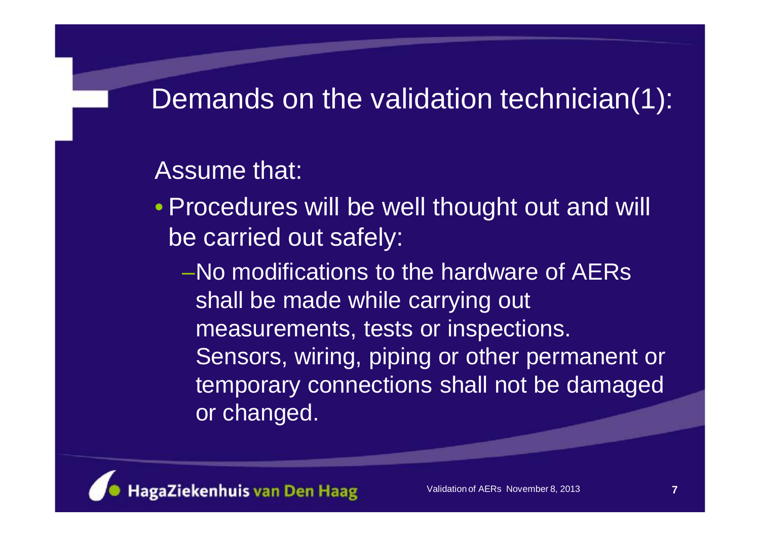# Demands on the validation technician(1):

Assume that:

- Procedures will be well thought out and will be carried out safely:
  - No modifications to the hardware of AERs shall be made while carrying out measurements, tests or inspections. Sensors, wiring, piping or other permanent or temporary connections shall not be damaged or changed.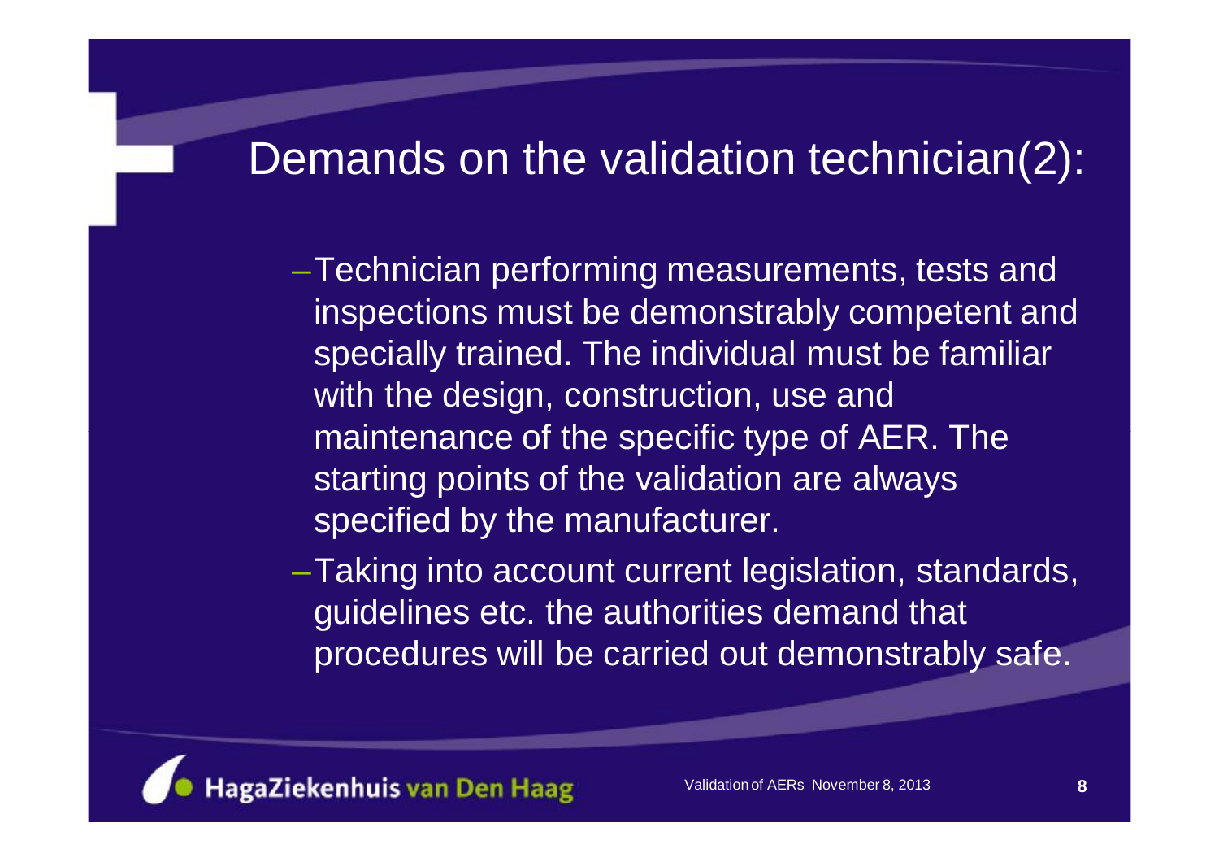# Demands on the validation technician(2):

- Technician performing measurements, tests and inspections must be demonstrably competent and specially trained. The individual must be familiar with the design, construction, use and maintenance of the specific type of AER. The starting points of the validation are always specified by the manufacturer.
- Taking into account current legislation, standards, guidelines etc. the authorities demand that procedures will be carried out demonstrably safe.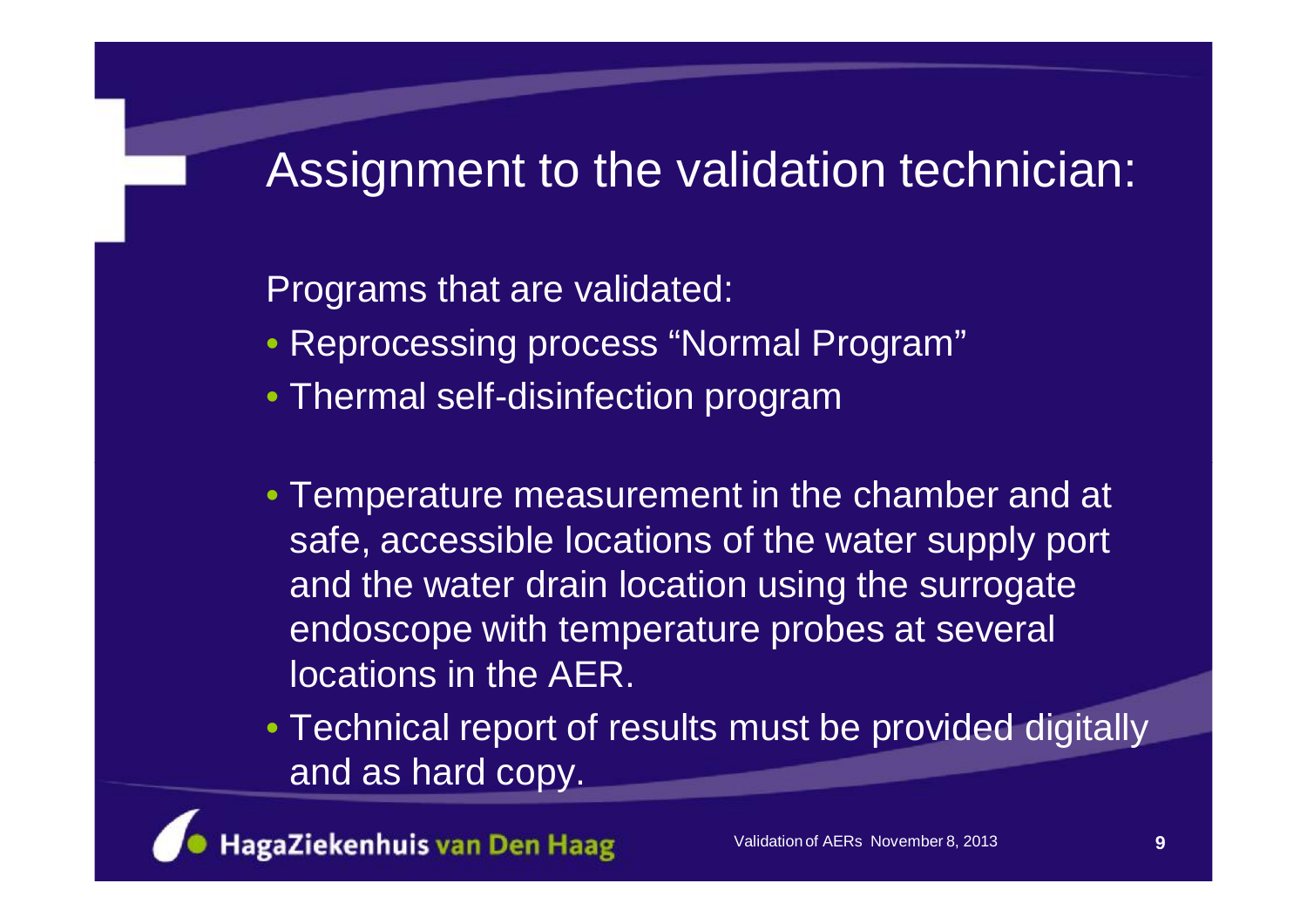# Assignment to the validation technician:

Programs that are validated:

- Reprocessing process “Normal Program”
- Thermal self-disinfection program

- Temperature measurement in the chamber and at safe, accessible locations of the water supply port and the water drain location using the surrogate endoscope with temperature probes at several locations in the AER.
- Technical report of results must be provided digitally and as hard copy.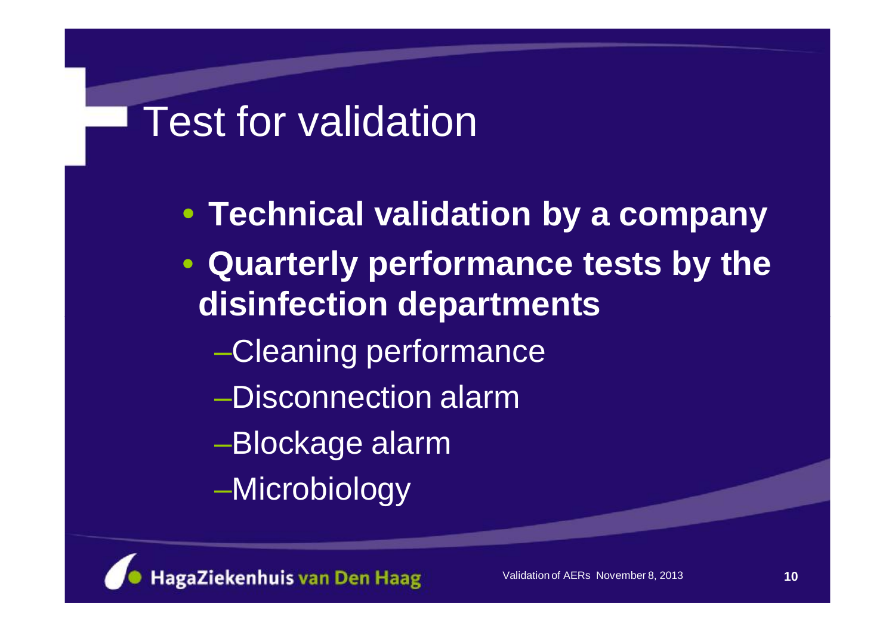# Test for validation

- **Technical validation by a company**
- **Quarterly performance tests by the disinfection departments**
  - Cleaning performance
  - Disconnection alarm
  - Blockage alarm
  - Microbiology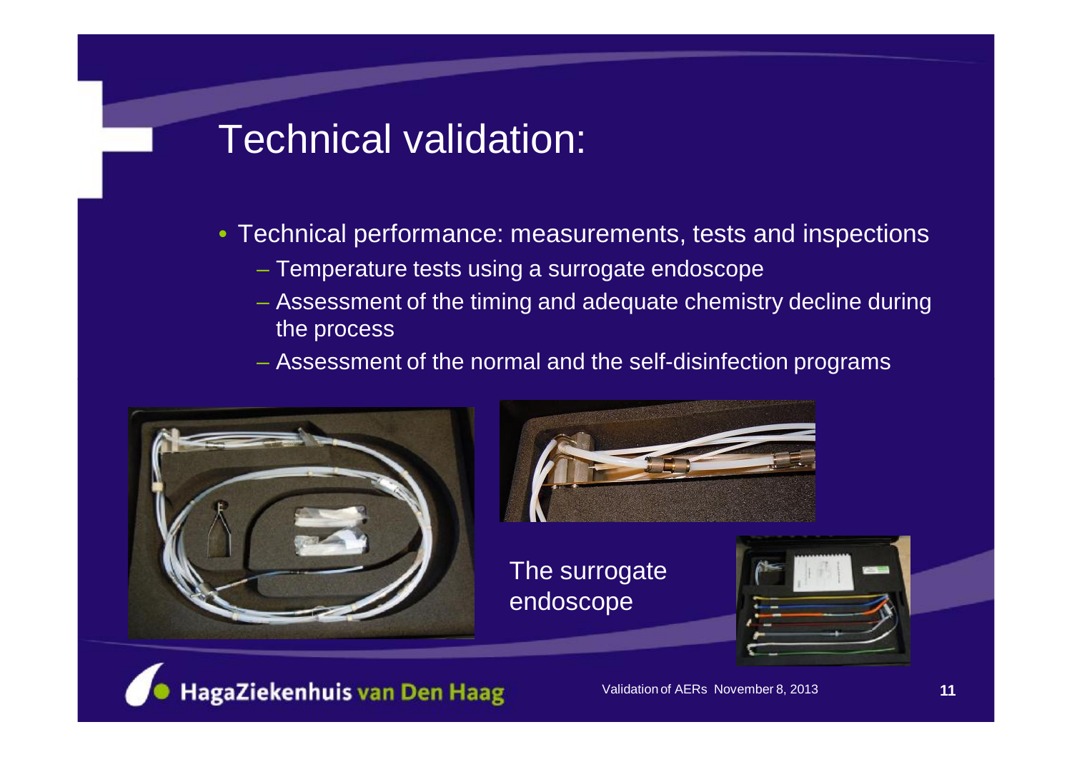# Technical validation:

- Technical performance: measurements, tests and inspections
  - Temperature tests using a surrogate endoscope
  - Assessment of the timing and adequate chemistry decline during the process
  - Assessment of the normal and the self-disinfection programs

The surrogate endoscope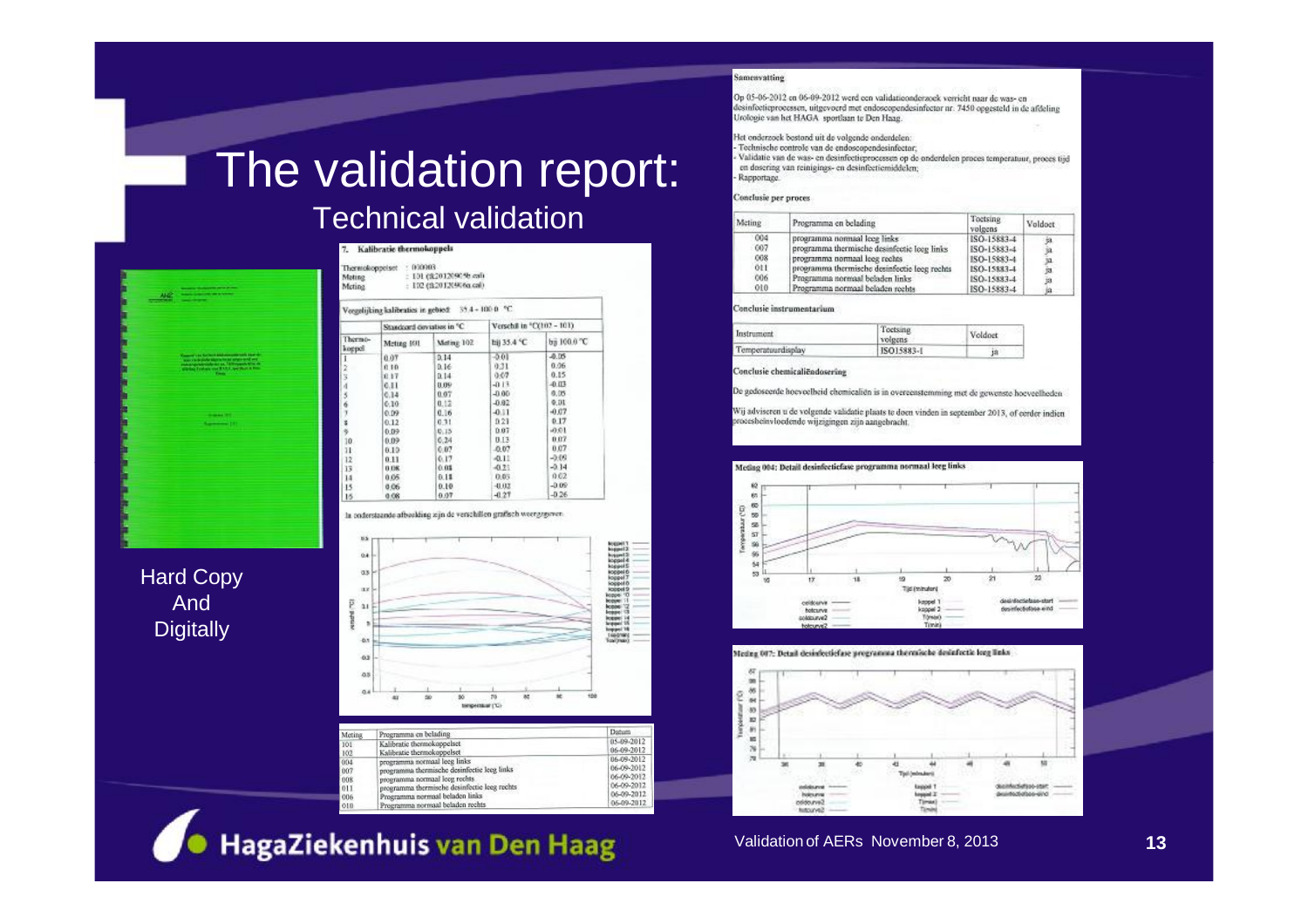# The validation report:

## Technical validation

Hard Copy And Digitally

### 7. Kalibratie thermokoppels

Thermokoppelset : 010003
Meting : 101 (tk20120905b.cal)
Meting : 102 (tk20120906a.cal)

Vergelijking kalibraties in gebied: 35.4 - 100.0 °C

| Thermo-koppel | Standaard deviaties in °C | | Verschil in °C(102 - 101) | |
|---|---|---|---|---|
| | Meting 101 | Meting 102 | bij 35.4 °C | bij 100.0 °C |
| 1 | 0.07 | 0.14 | -0.01 | -0.05 |
| 2 | 0.10 | 0.16 | 0.21 | 0.06 |
| 3 | 0.17 | 0.14 | 0.07 | 0.15 |
| 4 | 0.11 | 0.09 | -0.13 | -0.03 |
| 5 | 0.14 | 0.07 | -0.00 | 0.05 |
| 6 | 0.10 | 0.12 | -0.02 | 0.01 |
| 7 | 0.09 | 0.16 | -0.11 | -0.07 |
| 8 | 0.12 | 0.31 | 0.21 | 0.17 |
| 9 | 0.09 | 0.15 | 0.07 | -0.01 |
| 10 | 0.09 | 0.24 | 0.13 | 0.07 |
| 11 | 0.10 | 0.07 | -0.07 | 0.07 |
| 12 | 0.11 | 0.17 | -0.11 | -0.09 |
| 13 | 0.08 | 0.08 | -0.21 | -0.14 |
| 14 | 0.05 | 0.11 | 0.03 | 0.02 |
| 15 | 0.06 | 0.10 | -0.02 | -0.09 |
| 16 | 0.08 | 0.07 | -0.27 | -0.26 |

In onderstaande afbeelding zijn de verschillen grafisch weergegeven.

| Meting | Programma en belading | Datum |
|---|---|---|
| 101 | Kalibratie thermokoppelset | 05-09-2012 |
| 102 | Kalibratie thermokoppelset | 06-09-2012 |
| 004 | programma normaal leeg links | 06-09-2012 |
| 007 | programma thermische desinfectie leeg links | 06-09-2012 |
| 008 | programma normaal leeg rechts | 06-09-2012 |
| 011 | programma thermische desinfectie leeg rechts | 06-09-2012 |
| 006 | Programma normaal beladen links | 06-09-2012 |
| 010 | Programma normaal beladen rechts | 06-09-2012 |

### Samenvatting

Op 05-06-2012 en 06-09-2012 werd een validatieonderzoek verricht naar de was- en desinfectieprocessen, uitgevoerd met endoscopendesinfector nr. 7450 opgesteld in de afdeling Urologie van het HAGA sportlaan te Den Haag.

Het onderzoek bestond uit de volgende onderdelen:
- Technische controle van de endoscopendesinfector;
- Validatie van de was- en desinfectieprocessen op de onderdelen proces temperatuur, proces tijd en dosering van reinigings- en desinfectiemiddelen;
- Rapportage.

#### Conclusie per proces

| Meting | Programma en belading | Toetsing volgens | Voldoet |
|---|---|---|---|
| 004 | programma normaal leeg links | ISO-15883-4 | ja |
| 007 | programma thermische desinfectie leeg links | ISO-15883-4 | ja |
| 008 | programma normaal leeg rechts | ISO-15883-4 | ja |
| 011 | programma thermische desinfectie leeg rechts | ISO-15883-4 | ja |
| 006 | Programma normaal beladen links | ISO-15883-4 | ja |
| 010 | Programma normaal beladen rechts | ISO-15883-4 | ja |

#### Conclusie instrumentarium

| Instrument | Toetsing volgens | Voldoet |
|---|---|---|
| Temperatuurdisplay | ISO15883-1 | ja |

#### Conclusie chemicaliëndosering

De gedoseerde hoeveelheid chemicaliën is in overeenstemming met de gewenste hoeveelheden

Wij adviseren u de volgende validatie plaats te doen vinden in september 2013, of eerder indien procesbeinvloedende wijzigingen zijn aangebracht.

Meting 004: Detail desinfectiefase programma normaal leeg links

Meting 007: Detail desinfectiefase programma thermische desinfectie leeg links

Validation of AERs November 8, 2013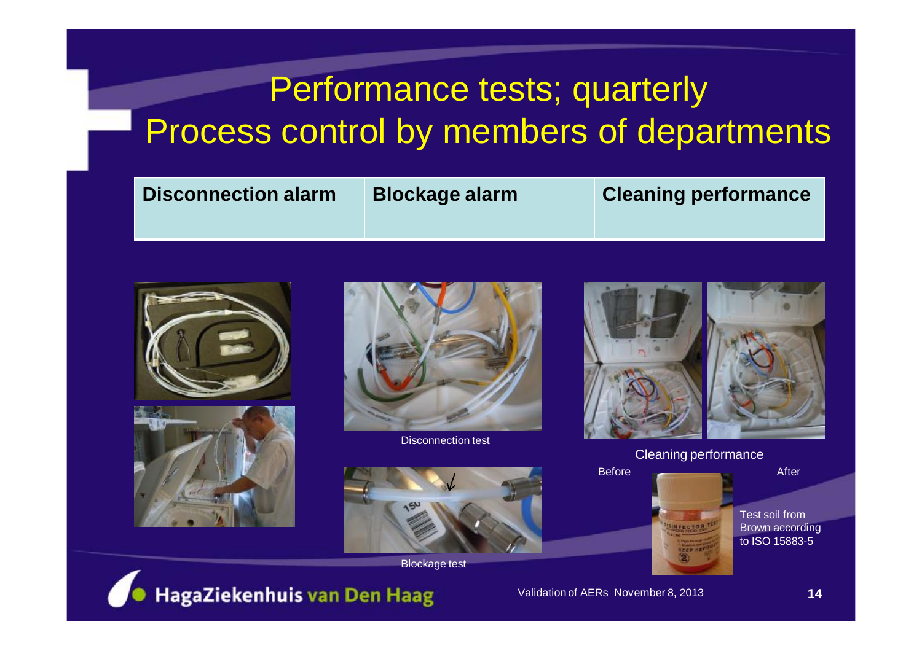# Performance tests; quarterly
# Process control by members of departments

| Disconnection alarm | Blockage alarm | Cleaning performance |
|---|---|---|

Disconnection test

Blockage test

Cleaning performance

Before

After

Test soil from Brown according to ISO 15883-5

Validation of AERs November 8, 2013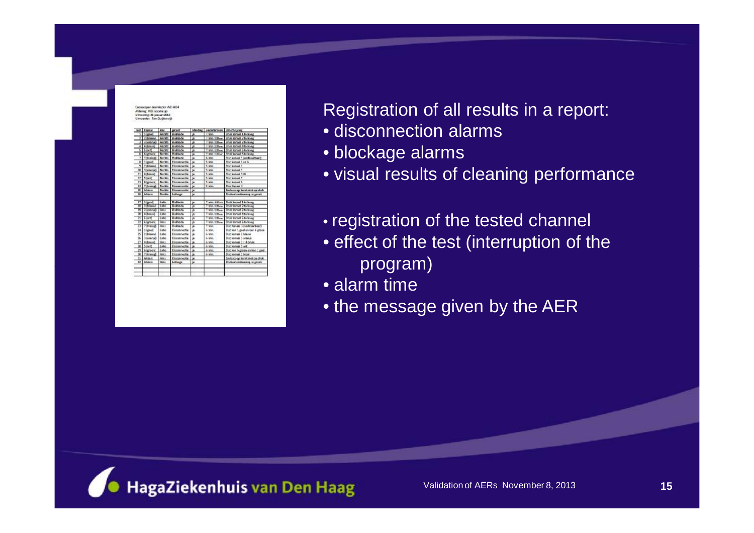Registration of all results in a report:

- disconnection alarms
- blockage alarms
- visual results of cleaning performance

- registration of the tested channel
- effect of the test (interruption of the program)
- alarm time
- the message given by the AER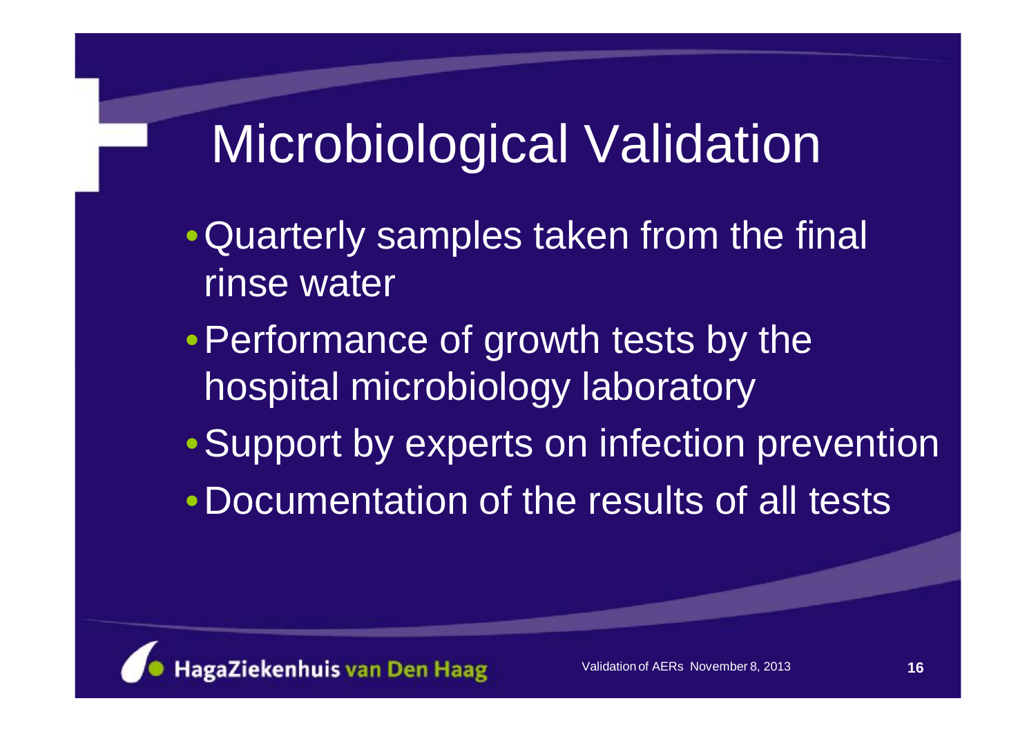# Microbiological Validation

- Quarterly samples taken from the final rinse water
- Performance of growth tests by the hospital microbiology laboratory
- Support by experts on infection prevention
- Documentation of the results of all tests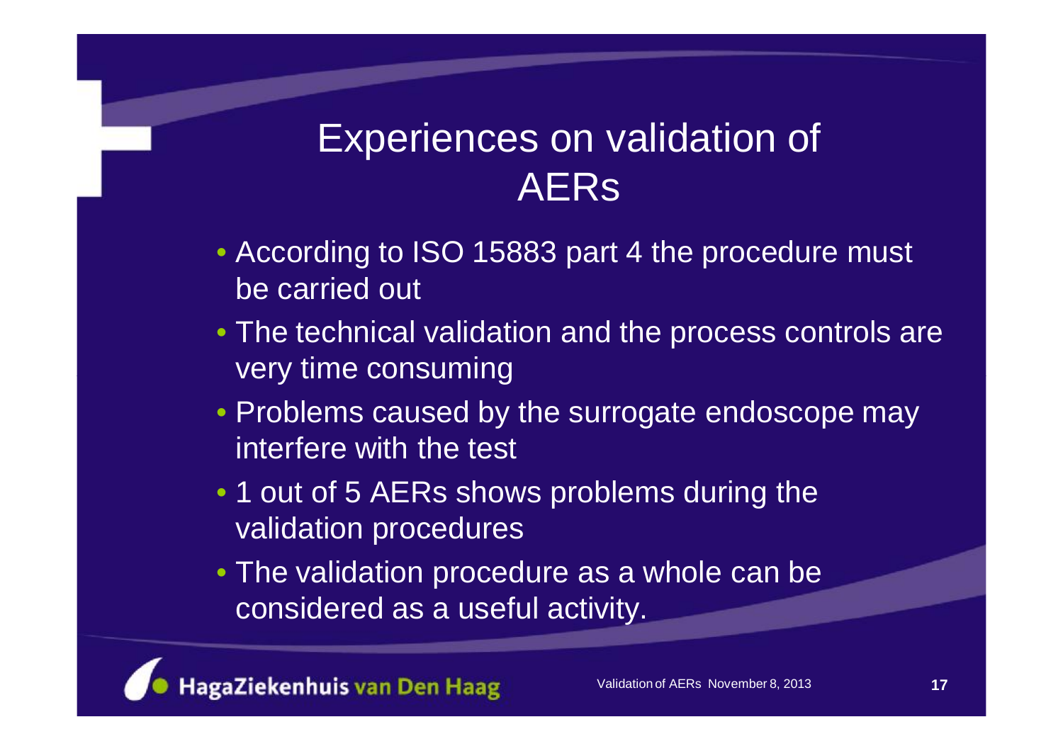# Experiences on validation of AERs

- According to ISO 15883 part 4 the procedure must be carried out
- The technical validation and the process controls are very time consuming
- Problems caused by the surrogate endoscope may interfere with the test
- 1 out of 5 AERs shows problems during the validation procedures
- The validation procedure as a whole can be considered as a useful activity.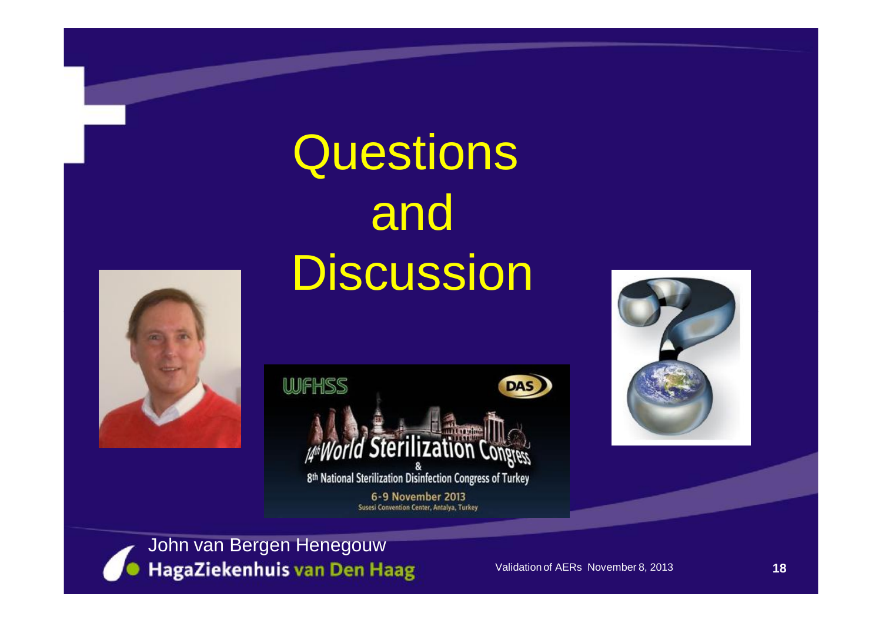# Questions and Discussion

John van Bergen Henegouw

HagaZiekenhuis van Den Haag